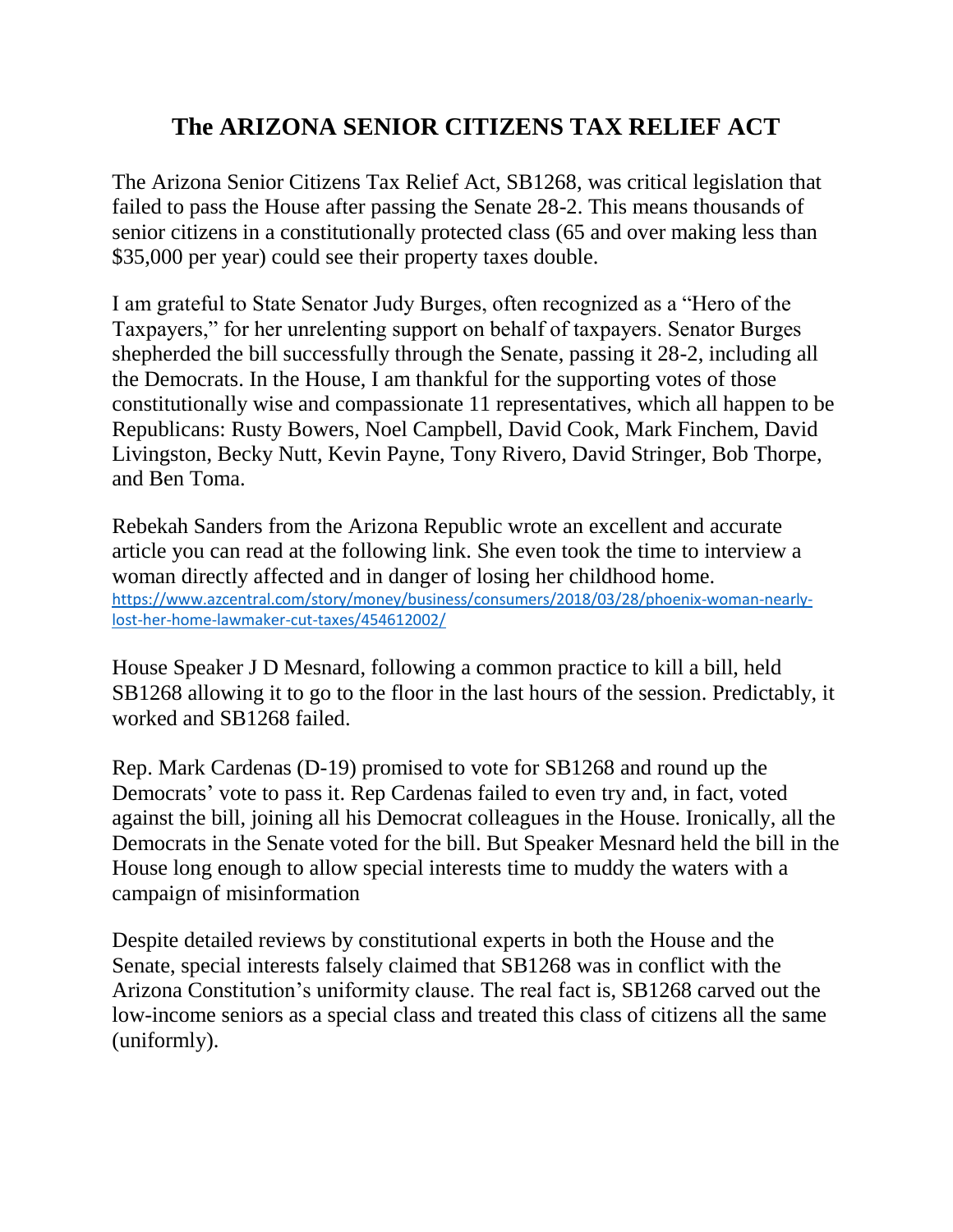# The ARIZONA SENIOR CITIZENS TAX RELIEF ACT

The Arizona Senior Citizens Tax Relief Act, SB1268, was critical legislation that failed to pass the House after passing the Senate 28-2. This means thousands of senior citizens in a constitutionally protected class (65 and over making less than $35,000 per year) could see their property taxes double.

I am grateful to State Senator Judy Burges, often recognized as a "Hero of the Taxpayers," for her unrelenting support on behalf of taxpayers. Senator Burges shepherded the bill successfully through the Senate, passing it 28-2, including all the Democrats. In the House, I am thankful for the supporting votes of those constitutionally wise and compassionate 11 representatives, which all happen to be Republicans: Rusty Bowers, Noel Campbell, David Cook, Mark Finchem, David Livingston, Becky Nutt, Kevin Payne, Tony Rivero, David Stringer, Bob Thorpe, and Ben Toma.

Rebekah Sanders from the Arizona Republic wrote an excellent and accurate article you can read at the following link. She even took the time to interview a woman directly affected and in danger of losing her childhood home.
https://www.azcentral.com/story/money/business/consumers/2018/03/28/phoenix-woman-nearly-lost-her-home-lawmaker-cut-taxes/454612002/

House Speaker J D Mesnard, following a common practice to kill a bill, held SB1268 allowing it to go to the floor in the last hours of the session. Predictably, it worked and SB1268 failed.

Rep. Mark Cardenas (D-19) promised to vote for SB1268 and round up the Democrats' vote to pass it. Rep Cardenas failed to even try and, in fact, voted against the bill, joining all his Democrat colleagues in the House. Ironically, all the Democrats in the Senate voted for the bill. But Speaker Mesnard held the bill in the House long enough to allow special interests time to muddy the waters with a campaign of misinformation

Despite detailed reviews by constitutional experts in both the House and the Senate, special interests falsely claimed that SB1268 was in conflict with the Arizona Constitution's uniformity clause. The real fact is, SB1268 carved out the low-income seniors as a special class and treated this class of citizens all the same (uniformly).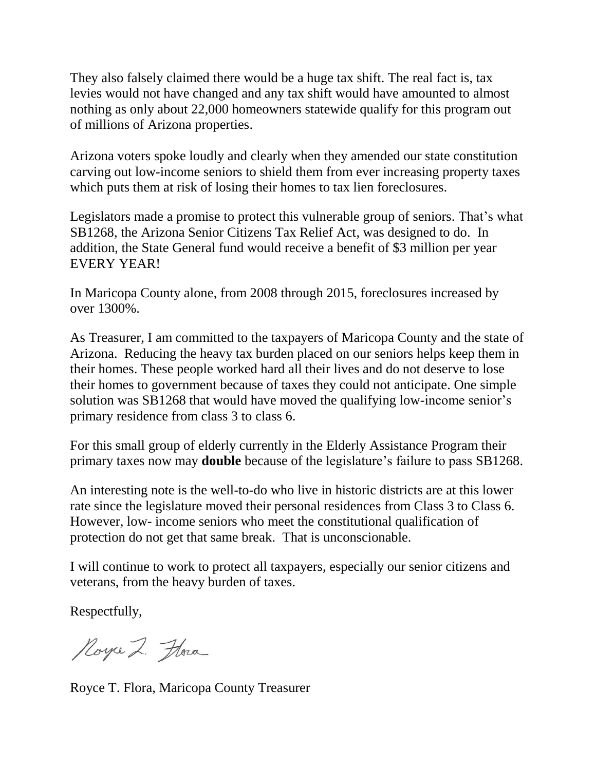They also falsely claimed there would be a huge tax shift. The real fact is, tax levies would not have changed and any tax shift would have amounted to almost nothing as only about 22,000 homeowners statewide qualify for this program out of millions of Arizona properties.

Arizona voters spoke loudly and clearly when they amended our state constitution carving out low-income seniors to shield them from ever increasing property taxes which puts them at risk of losing their homes to tax lien foreclosures.

Legislators made a promise to protect this vulnerable group of seniors. That's what SB1268, the Arizona Senior Citizens Tax Relief Act, was designed to do. In addition, the State General fund would receive a benefit of $3 million per year EVERY YEAR!

In Maricopa County alone, from 2008 through 2015, foreclosures increased by over 1300%.

As Treasurer, I am committed to the taxpayers of Maricopa County and the state of Arizona. Reducing the heavy tax burden placed on our seniors helps keep them in their homes. These people worked hard all their lives and do not deserve to lose their homes to government because of taxes they could not anticipate. One simple solution was SB1268 that would have moved the qualifying low-income senior's primary residence from class 3 to class 6.

For this small group of elderly currently in the Elderly Assistance Program their primary taxes now may **double** because of the legislature's failure to pass SB1268.

An interesting note is the well-to-do who live in historic districts are at this lower rate since the legislature moved their personal residences from Class 3 to Class 6. However, low- income seniors who meet the constitutional qualification of protection do not get that same break. That is unconscionable.

I will continue to work to protect all taxpayers, especially our senior citizens and veterans, from the heavy burden of taxes.

Respectfully,

Royce T. Flora, Maricopa County Treasurer